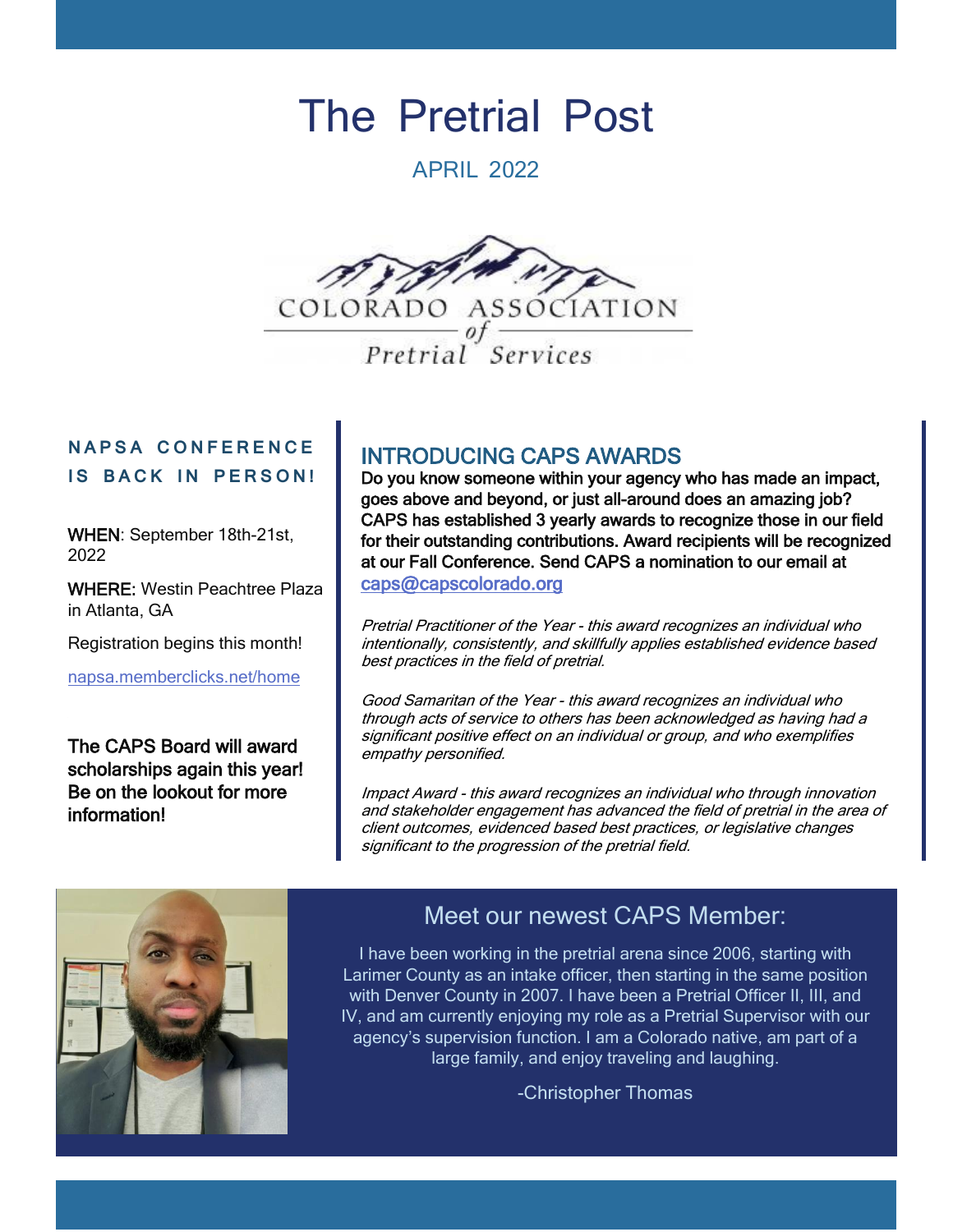# The Pretrial Post

APRIL 2022

COLORADO ASSOCIATION of Pretrial Services

## NAPSA CONFERENCE IS BACK IN PERSON!

WHEN: September 18th-21st, 2022

WHERE: Westin Peachtree Plaza in Atlanta, GA

Registration begins this month!

napsa.memberclicks.net/home

**The CAPS Board will award scholarships again this year! Be on the lookout for more information!**

## INTRODUCING CAPS AWARDS

**Do you know someone within your agency who has made an impact, goes above and beyond, or just all-around does an amazing job? CAPS has established 3 yearly awards to recognize those in our field for their outstanding contributions. Award recipients will be recognized at our Fall Conference. Send CAPS a nomination to our email at caps@capscolorado.org**

*Pretrial Practitioner of the Year - this award recognizes an individual who intentionally, consistently, and skillfully applies established evidence based best practices in the field of pretrial.*

*Good Samaritan of the Year - this award recognizes an individual who through acts of service to others has been acknowledged as having had a significant positive effect on an individual or group, and who exemplifies empathy personified.*

*Impact Award - this award recognizes an individual who through innovation and stakeholder engagement has advanced the field of pretrial in the area of client outcomes, evidenced based best practices, or legislative changes significant to the progression of the pretrial field.*

## Meet our newest CAPS Member:

I have been working in the pretrial arena since 2006, starting with Larimer County as an intake officer, then starting in the same position with Denver County in 2007. I have been a Pretrial Officer II, III, and IV, and am currently enjoying my role as a Pretrial Supervisor with our agency's supervision function. I am a Colorado native, am part of a large family, and enjoy traveling and laughing.

-Christopher Thomas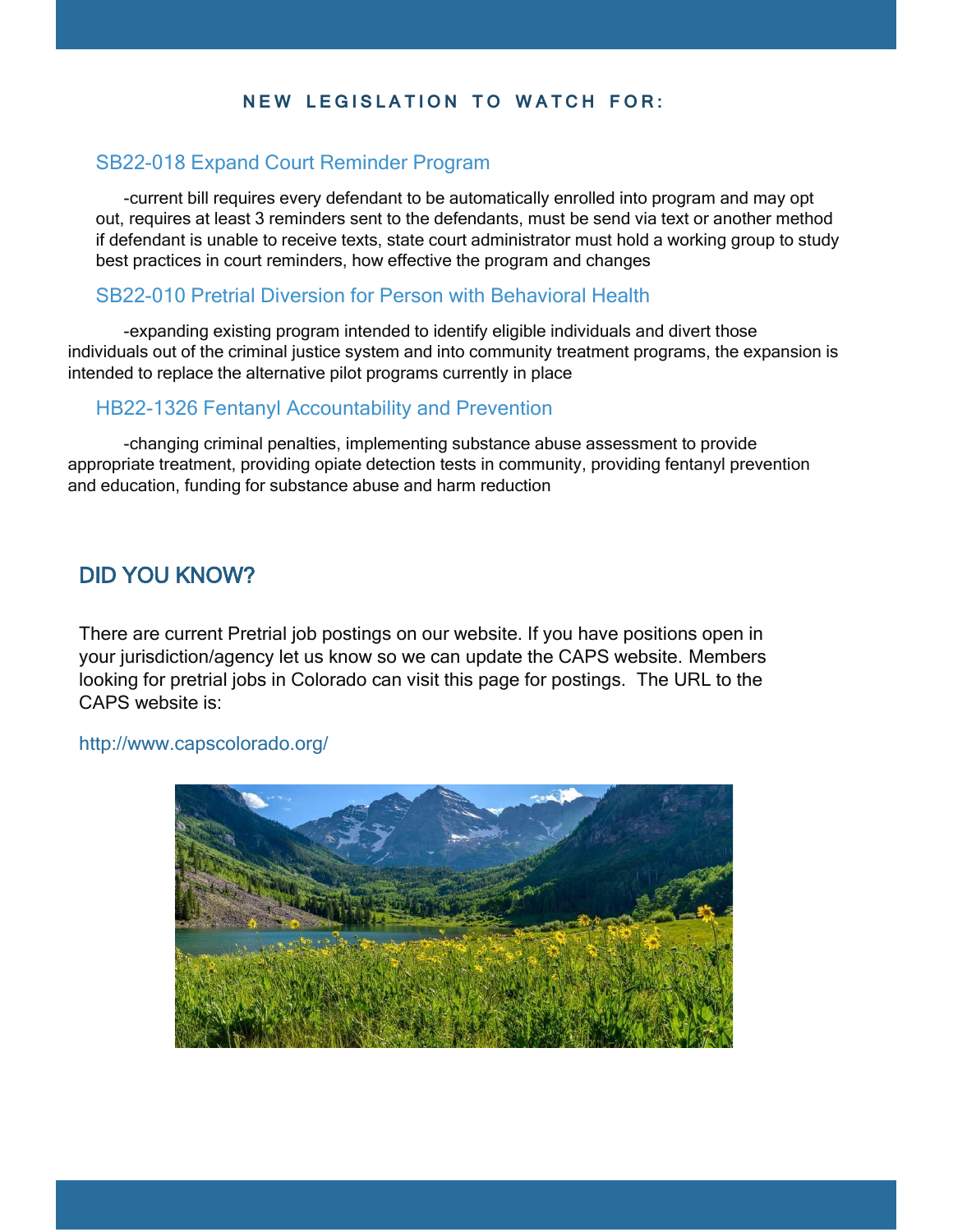## NEW LEGISLATION TO WATCH FOR:

### SB22-018 Expand Court Reminder Program

-current bill requires every defendant to be automatically enrolled into program and may opt out, requires at least 3 reminders sent to the defendants, must be send via text or another method if defendant is unable to receive texts, state court administrator must hold a working group to study best practices in court reminders, how effective the program and changes

### SB22-010 Pretrial Diversion for Person with Behavioral Health

-expanding existing program intended to identify eligible individuals and divert those individuals out of the criminal justice system and into community treatment programs, the expansion is intended to replace the alternative pilot programs currently in place

### HB22-1326 Fentanyl Accountability and Prevention

-changing criminal penalties, implementing substance abuse assessment to provide appropriate treatment, providing opiate detection tests in community, providing fentanyl prevention and education, funding for substance abuse and harm reduction

## DID YOU KNOW?

There are current Pretrial job postings on our website. If you have positions open in your jurisdiction/agency let us know so we can update the CAPS website. Members looking for pretrial jobs in Colorado can visit this page for postings. The URL to the CAPS website is:

http://www.capscolorado.org/